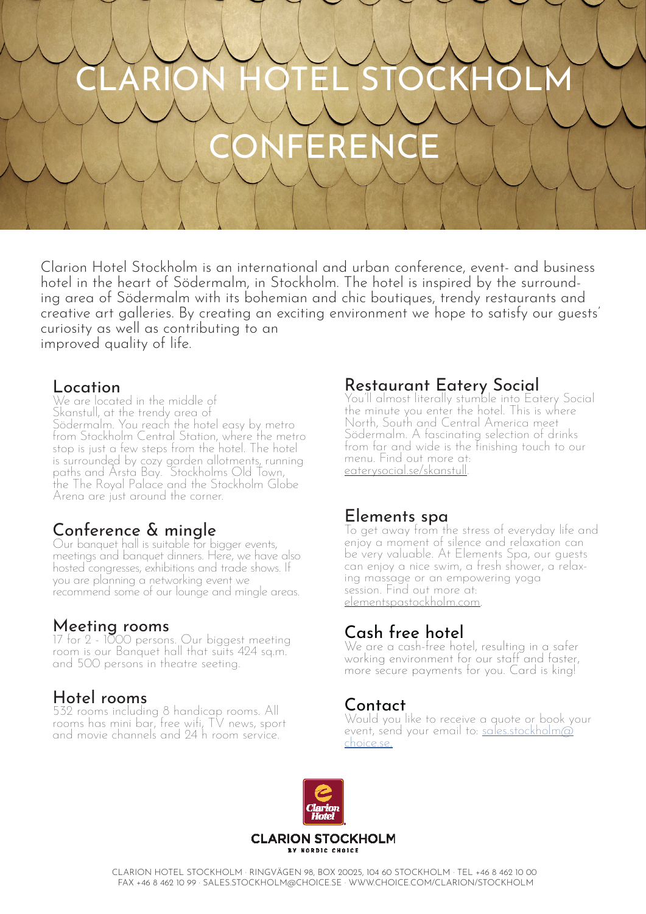# CLARION HOTEL STOCKHOLM CONFERENCE

Clarion Hotel Stockholm is an international and urban conference, event- and business hotel in the heart of Södermalm, in Stockholm. The hotel is inspired by the surrounding area of Södermalm with its bohemian and chic boutiques, trendy restaurants and creative art galleries. By creating an exciting environment we hope to satisfy our guests' curiosity as well as contributing to an improved quality of life.

## Location

We are located in the middle of Skanstull, at the trendy area of Södermalm. You reach the hotel easy by metro from Stockholm Central Station, where the metro stop is just a few steps from the hotel. The hotel is surrounded by cozy garden allotments, running paths and Årsta Bay. Stockholms Old Town, the The Royal Palace and the Stockholm Globe Arena are just around the corner.

## Conference & mingle

Our banquet hall is suitable for bigger events, meetings and banquet dinners. Here, we have also hosted congresses, exhibitions and trade shows. If you are planning a networking event we recommend some of our lounge and mingle areas.

## Meeting rooms

17 for 2 - 1000 persons. Our biggest meeting room is our Banquet hall that suits 424 sq.m. and 500 persons in theatre seeting.

## Hotel rooms

532 rooms including 8 handicap rooms. All rooms has mini bar, free wifi, TV news, sport and movie channels and 24 h room service.

## Restaurant Eatery Social

You'll almost literally stumble into Eatery Social the minute you enter the hotel. This is where North, South and Central America meet Södermalm. A fascinating selection of drinks from far and wide is the finishing touch to our menu. Find out more at: eaterysocial.se/skanstull.

## Elements spa

To get away from the stress of everyday life and enjoy a moment of silence and relaxation can be very valuable. At Elements Spa, our guests can enjoy a nice swim, a fresh shower, a relaxing massage or an empowering yoga session. Find out more at: elementspastockholm.com.

## Cash free hotel

We are a cash-free hotel, resulting in a safer working environment for our staff and faster, more secure payments for you. Card is king!

## Contact

Would you like to receive a quote or book your event, send your email to: sales.stockholm@choice.se.

CLARION STOCKHOLM
BY NORDIC CHOICE

CLARION HOTEL STOCKHOLM · RINGVÄGEN 98, BOX 20025, 104 60 STOCKHOLM · TEL +46 8 462 10 00
FAX +46 8 462 10 99 · SALES.STOCKHOLM@CHOICE.SE · WWW.CHOICE.COM/CLARION/STOCKHOLM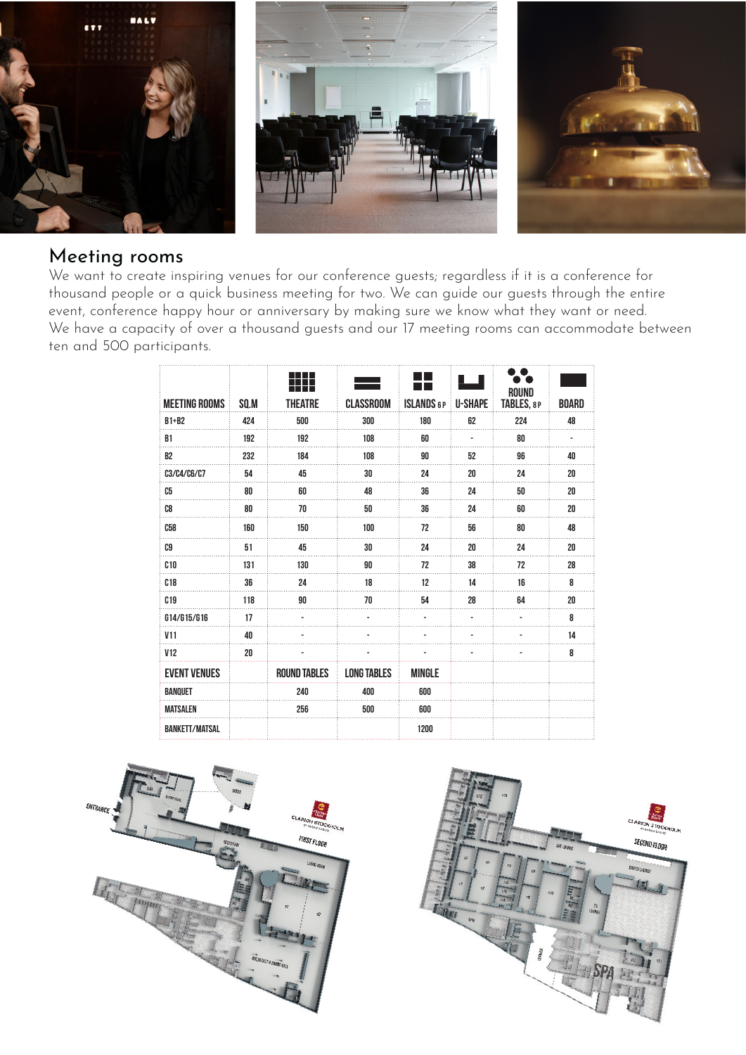## Meeting rooms

We want to create inspiring venues for our conference guests; regardless if it is a conference for thousand people or a quick business meeting for two. We can guide our guests through the entire event, conference happy hour or anniversary by making sure we know what they want or need.
We have a capacity of over a thousand guests and our 17 meeting rooms can accommodate between ten and 500 participants.

| MEETING ROOMS | SQ.M | THEATRE | CLASSROOM | ISLANDS 6 P | U-SHAPE | ROUND TABLES, 8 P | BOARD |
|---|---|---|---|---|---|---|---|
| B1+B2 | 424 | 500 | 300 | 180 | 62 | 224 | 48 |
| B1 | 192 | 192 | 108 | 60 | - | 80 | - |
| B2 | 232 | 184 | 108 | 90 | 52 | 96 | 40 |
| C3/C4/C6/C7 | 54 | 45 | 30 | 24 | 20 | 24 | 20 |
| C5 | 80 | 60 | 48 | 36 | 24 | 50 | 20 |
| C8 | 80 | 70 | 50 | 36 | 24 | 60 | 20 |
| C58 | 160 | 150 | 100 | 72 | 56 | 80 | 48 |
| C9 | 51 | 45 | 30 | 24 | 20 | 24 | 20 |
| C10 | 131 | 130 | 90 | 72 | 38 | 72 | 28 |
| C18 | 36 | 24 | 18 | 12 | 14 | 16 | 8 |
| C19 | 118 | 90 | 70 | 54 | 28 | 64 | 20 |
| G14/G15/G16 | 17 | - | - | - | - | - | 8 |
| V11 | 40 | - | - | - | - | - | 14 |
| V12 | 20 | - | - | - | - | - | 8 |
| **EVENT VENUES** | | **ROUND TABLES** | **LONG TABLES** | **MINGLE** | | | |
| BANQUET | | 240 | 400 | 600 | | | |
| MATSALEN | | 256 | 500 | 600 | | | |
| BANKETT/MATSAL | | | | 1200 | | | |

ENTRANCE
CLARION STOCKHOLM
FIRST FLOOR

CLARION STOCKHOLM
SECOND FLOOR
SPA